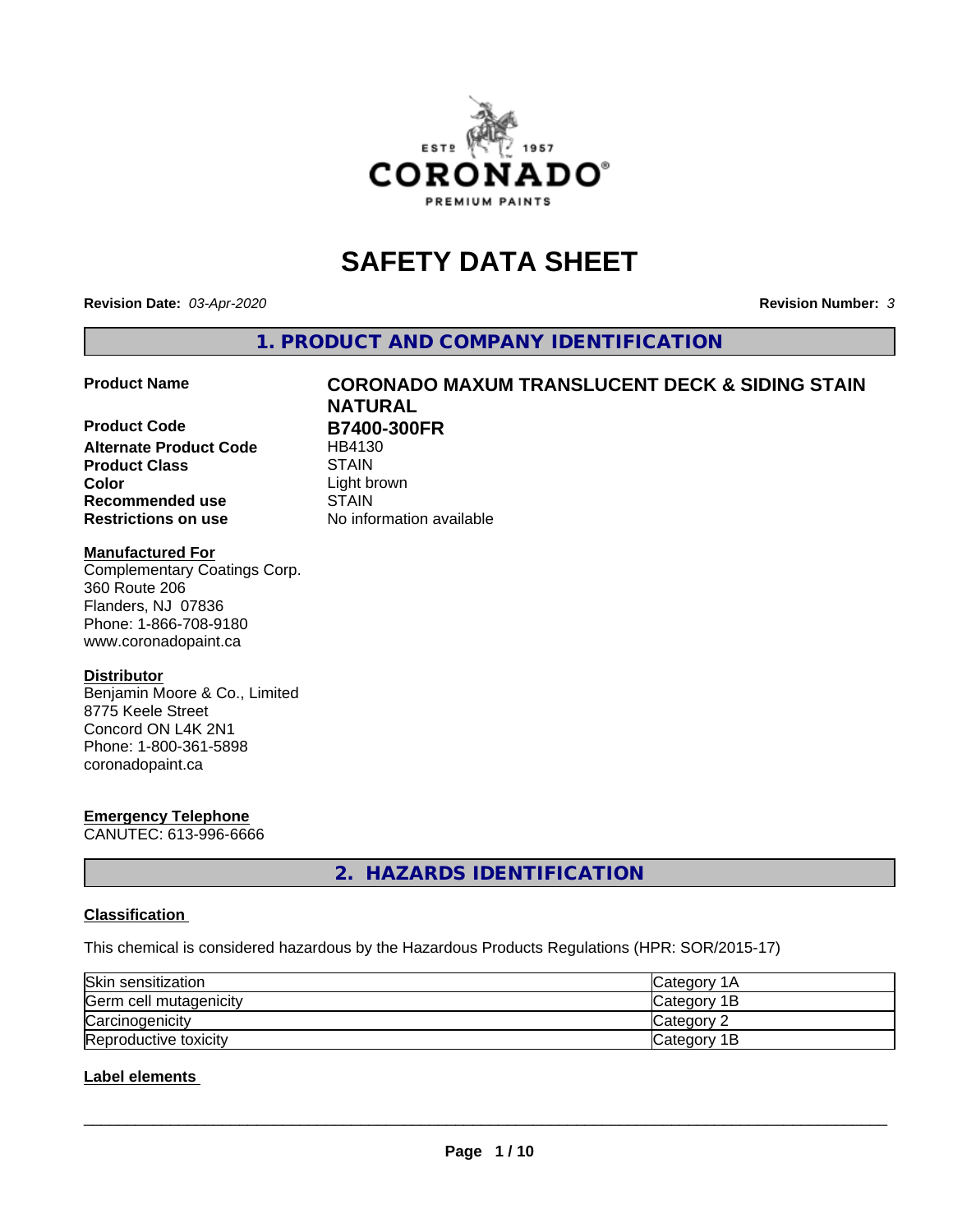# SAFETY DATA SHEET

**Revision Date:** *03-Apr-2020* **Revision Number:** *3*

## 1. PRODUCT AND COMPANY IDENTIFICATION

| | |
|---|---|
| **Product Name** | **CORONADO MAXUM TRANSLUCENT DECK & SIDING STAIN NATURAL** |
| **Product Code** | **B7400-300FR** |
| **Alternate Product Code** | HB4130 |
| **Product Class** | STAIN |
| **Color** | Light brown |
| **Recommended use** | STAIN |
| **Restrictions on use** | No information available |

**Manufactured For**
Complementary Coatings Corp.
360 Route 206
Flanders, NJ 07836
Phone: 1-866-708-9180
www.coronadopaint.ca

**Distributor**
Benjamin Moore & Co., Limited
8775 Keele Street
Concord ON L4K 2N1
Phone: 1-800-361-5898
coronadopaint.ca

**Emergency Telephone**
CANUTEC: 613-996-6666

## 2. HAZARDS IDENTIFICATION

**Classification**

This chemical is considered hazardous by the Hazardous Products Regulations (HPR: SOR/2015-17)

| | |
|---|---|
| Skin sensitization | Category 1A |
| Germ cell mutagenicity | Category 1B |
| Carcinogenicity | Category 2 |
| Reproductive toxicity | Category 1B |

**Label elements**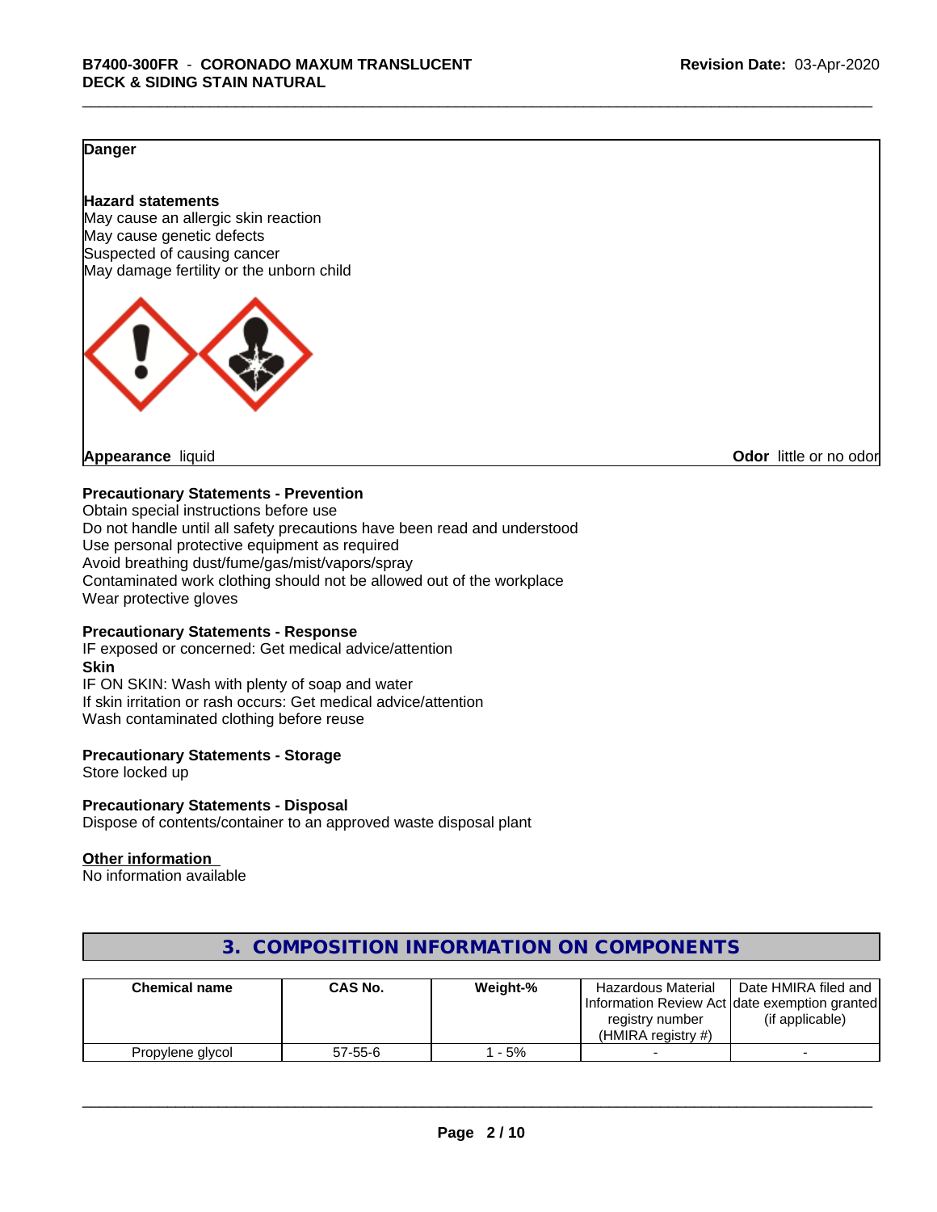**Danger**

**Hazard statements**
May cause an allergic skin reaction
May cause genetic defects
Suspected of causing cancer
May damage fertility or the unborn child

**Appearance** liquid **Odor** little or no odor

**Precautionary Statements - Prevention**
Obtain special instructions before use
Do not handle until all safety precautions have been read and understood
Use personal protective equipment as required
Avoid breathing dust/fume/gas/mist/vapors/spray
Contaminated work clothing should not be allowed out of the workplace
Wear protective gloves

**Precautionary Statements - Response**
IF exposed or concerned: Get medical advice/attention
**Skin**
IF ON SKIN: Wash with plenty of soap and water
If skin irritation or rash occurs: Get medical advice/attention
Wash contaminated clothing before reuse

**Precautionary Statements - Storage**
Store locked up

**Precautionary Statements - Disposal**
Dispose of contents/container to an approved waste disposal plant

**Other information**
No information available

## 3. COMPOSITION INFORMATION ON COMPONENTS

| Chemical name | CAS No. | Weight-% | Hazardous Material Information Review Act registry number (HMIRA registry #) | Date HMIRA filed and date exemption granted (if applicable) |
|---|---|---|---|---|
| Propylene glycol | 57-55-6 | 1 - 5% | - | - |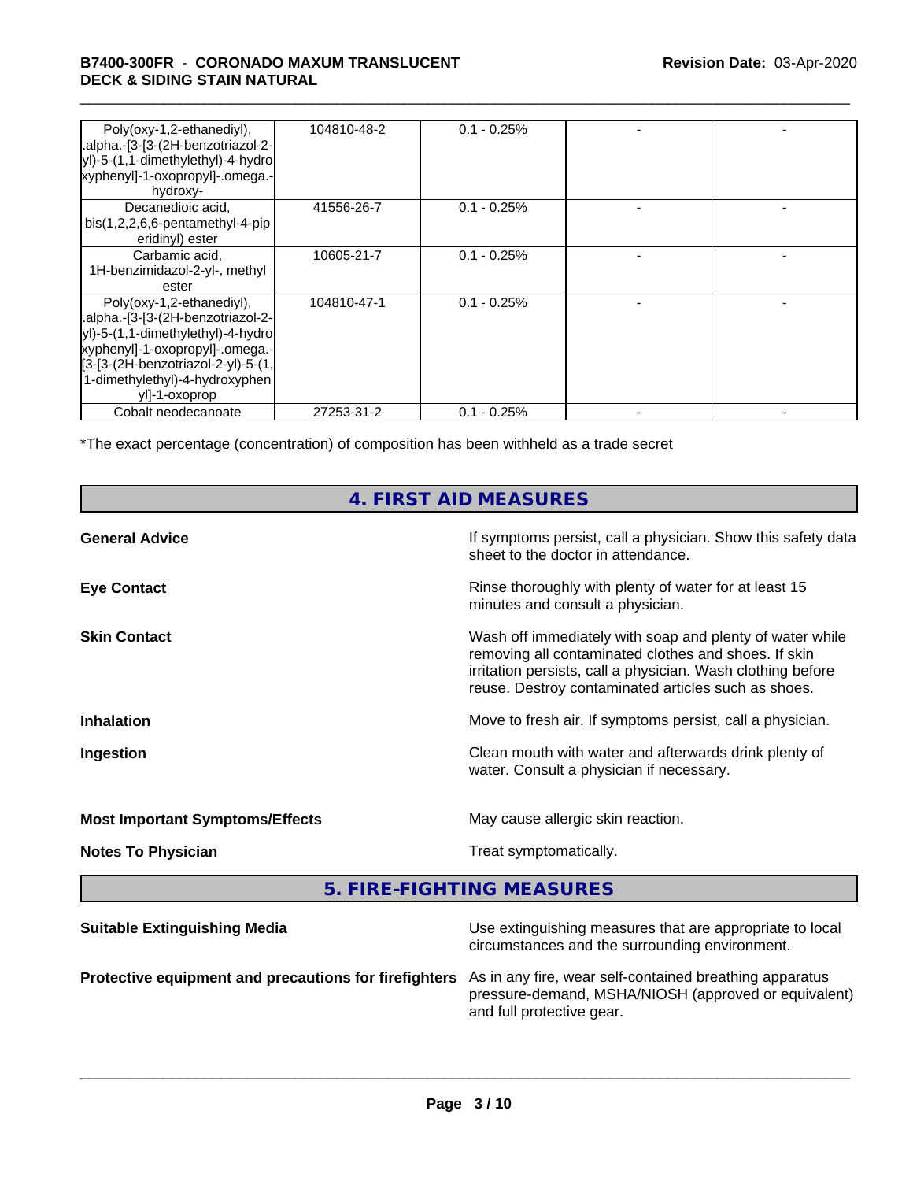| | | | | |
|---|---|---|---|---|
| Poly(oxy-1,2-ethanediyl), .alpha.-[3-[3-(2H-benzotriazol-2-yl)-5-(1,1-dimethylethyl)-4-hydroxyphenyl]-1-oxopropyl]-.omega.-hydroxy- | 104810-48-2 | 0.1 - 0.25% | - | - |
| Decanedioic acid, bis(1,2,2,6,6-pentamethyl-4-piperidinyl) ester | 41556-26-7 | 0.1 - 0.25% | - | - |
| Carbamic acid, 1H-benzimidazol-2-yl-, methyl ester | 10605-21-7 | 0.1 - 0.25% | - | - |
| Poly(oxy-1,2-ethanediyl), .alpha.-[3-[3-(2H-benzotriazol-2-yl)-5-(1,1-dimethylethyl)-4-hydroxyphenyl]-1-oxopropyl]-.omega.-[3-[3-(2H-benzotriazol-2-yl)-5-(1,1-dimethylethyl)-4-hydroxyphenyl]-1-oxoprop | 104810-47-1 | 0.1 - 0.25% | - | - |
| Cobalt neodecanoate | 27253-31-2 | 0.1 - 0.25% | - | - |

*The exact percentage (concentration) of composition has been withheld as a trade secret

## 4. FIRST AID MEASURES

**General Advice** — If symptoms persist, call a physician. Show this safety data sheet to the doctor in attendance.

**Eye Contact** — Rinse thoroughly with plenty of water for at least 15 minutes and consult a physician.

**Skin Contact** — Wash off immediately with soap and plenty of water while removing all contaminated clothes and shoes. If skin irritation persists, call a physician. Wash clothing before reuse. Destroy contaminated articles such as shoes.

**Inhalation** — Move to fresh air. If symptoms persist, call a physician.

**Ingestion** — Clean mouth with water and afterwards drink plenty of water. Consult a physician if necessary.

**Most Important Symptoms/Effects** — May cause allergic skin reaction.

**Notes To Physician** — Treat symptomatically.

## 5. FIRE-FIGHTING MEASURES

**Suitable Extinguishing Media** — Use extinguishing measures that are appropriate to local circumstances and the surrounding environment.

**Protective equipment and precautions for firefighters** — As in any fire, wear self-contained breathing apparatus pressure-demand, MSHA/NIOSH (approved or equivalent) and full protective gear.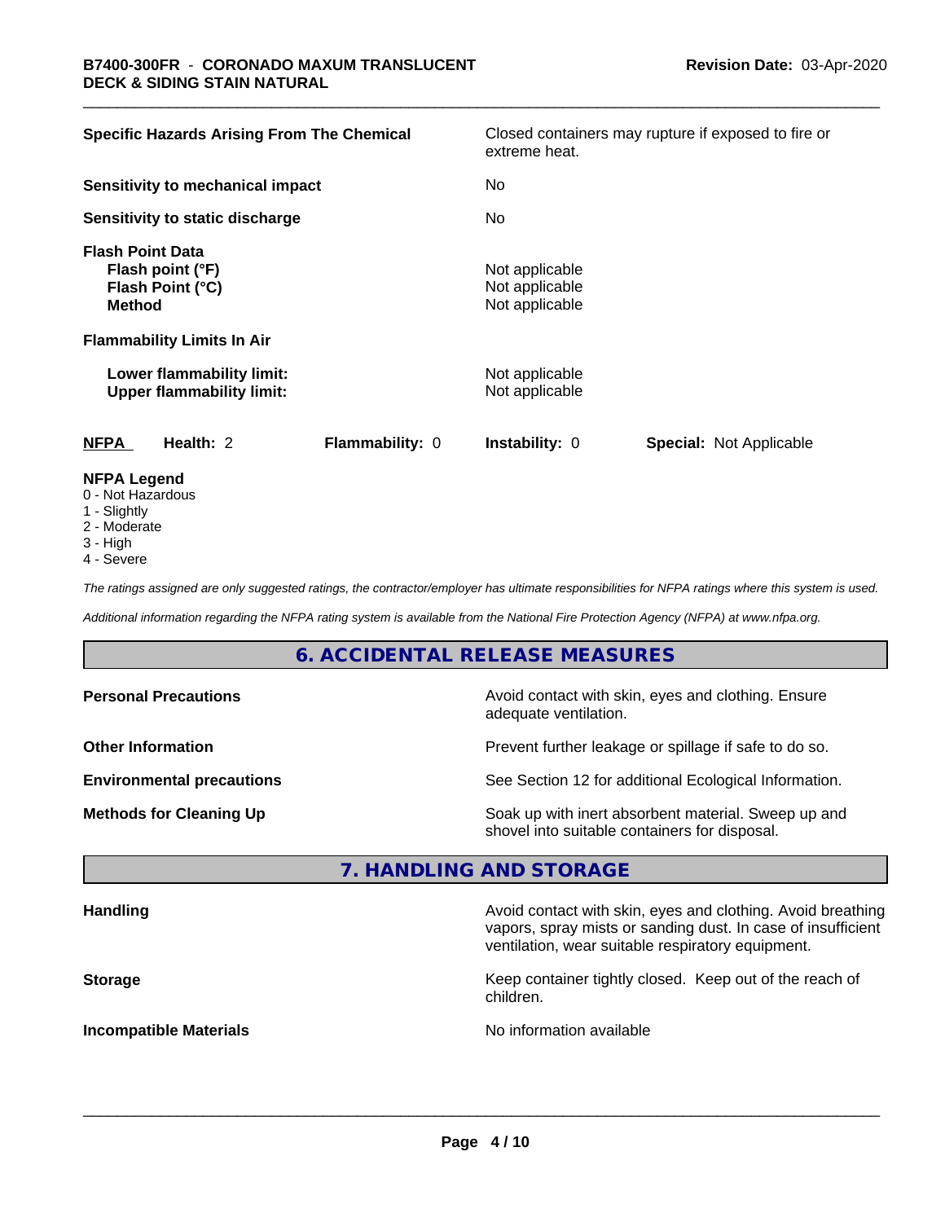| | |
|---|---|
| **Specific Hazards Arising From The Chemical** | Closed containers may rupture if exposed to fire or extreme heat. |
| **Sensitivity to mechanical impact** | No |
| **Sensitivity to static discharge** | No |
| **Flash Point Data** | |
| **Flash point (°F)** | Not applicable |
| **Flash Point (°C)** | Not applicable |
| **Method** | Not applicable |
| **Flammability Limits In Air** | |
| **Lower flammability limit:** | Not applicable |
| **Upper flammability limit:** | Not applicable |

| **NFPA** | **Health:** 2 | **Flammability:** 0 | **Instability:** 0 | **Special:** Not Applicable |
|---|---|---|---|---|

**NFPA Legend**
- 0 - Not Hazardous
- 1 - Slightly
- 2 - Moderate
- 3 - High
- 4 - Severe

*The ratings assigned are only suggested ratings, the contractor/employer has ultimate responsibilities for NFPA ratings where this system is used.*

*Additional information regarding the NFPA rating system is available from the National Fire Protection Agency (NFPA) at www.nfpa.org.*

## 6. ACCIDENTAL RELEASE MEASURES

| | |
|---|---|
| **Personal Precautions** | Avoid contact with skin, eyes and clothing. Ensure adequate ventilation. |
| **Other Information** | Prevent further leakage or spillage if safe to do so. |
| **Environmental precautions** | See Section 12 for additional Ecological Information. |
| **Methods for Cleaning Up** | Soak up with inert absorbent material. Sweep up and shovel into suitable containers for disposal. |

## 7. HANDLING AND STORAGE

| | |
|---|---|
| **Handling** | Avoid contact with skin, eyes and clothing. Avoid breathing vapors, spray mists or sanding dust. In case of insufficient ventilation, wear suitable respiratory equipment. |
| **Storage** | Keep container tightly closed. Keep out of the reach of children. |
| **Incompatible Materials** | No information available |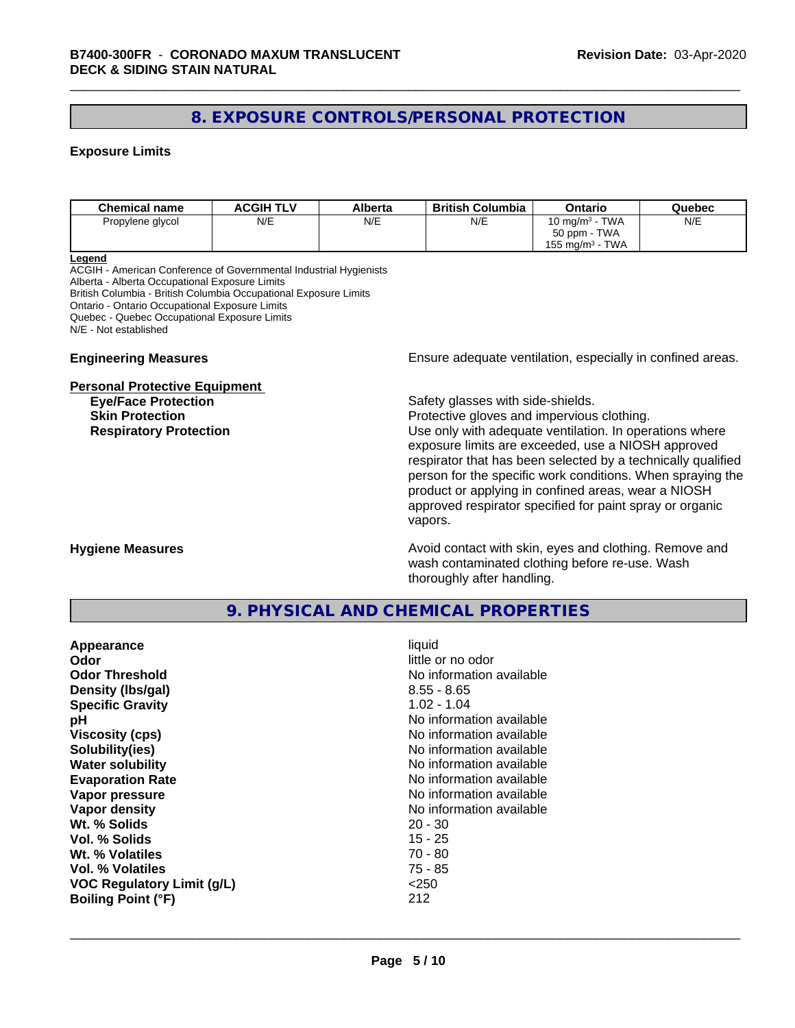## 8. EXPOSURE CONTROLS/PERSONAL PROTECTION

### Exposure Limits

| Chemical name | ACGIH TLV | Alberta | British Columbia | Ontario | Quebec |
|---|---|---|---|---|---|
| Propylene glycol | N/E | N/E | N/E | 10 mg/m³ - TWA<br>50 ppm - TWA<br>155 mg/m³ - TWA | N/E |

**Legend**
ACGIH - American Conference of Governmental Industrial Hygienists
Alberta - Alberta Occupational Exposure Limits
British Columbia - British Columbia Occupational Exposure Limits
Ontario - Ontario Occupational Exposure Limits
Quebec - Quebec Occupational Exposure Limits
N/E - Not established

**Engineering Measures** — Ensure adequate ventilation, especially in confined areas.

**Personal Protective Equipment**

- **Eye/Face Protection** — Safety glasses with side-shields.
- **Skin Protection** — Protective gloves and impervious clothing.
- **Respiratory Protection** — Use only with adequate ventilation. In operations where exposure limits are exceeded, use a NIOSH approved respirator that has been selected by a technically qualified person for the specific work conditions. When spraying the product or applying in confined areas, wear a NIOSH approved respirator specified for paint spray or organic vapors.

**Hygiene Measures** — Avoid contact with skin, eyes and clothing. Remove and wash contaminated clothing before re-use. Wash thoroughly after handling.

## 9. PHYSICAL AND CHEMICAL PROPERTIES

| | |
|---|---|
| **Appearance** | liquid |
| **Odor** | little or no odor |
| **Odor Threshold** | No information available |
| **Density (lbs/gal)** | 8.55 - 8.65 |
| **Specific Gravity** | 1.02 - 1.04 |
| **pH** | No information available |
| **Viscosity (cps)** | No information available |
| **Solubility(ies)** | No information available |
| **Water solubility** | No information available |
| **Evaporation Rate** | No information available |
| **Vapor pressure** | No information available |
| **Vapor density** | No information available |
| **Wt. % Solids** | 20 - 30 |
| **Vol. % Solids** | 15 - 25 |
| **Wt. % Volatiles** | 70 - 80 |
| **Vol. % Volatiles** | 75 - 85 |
| **VOC Regulatory Limit (g/L)** | <250 |
| **Boiling Point (°F)** | 212 |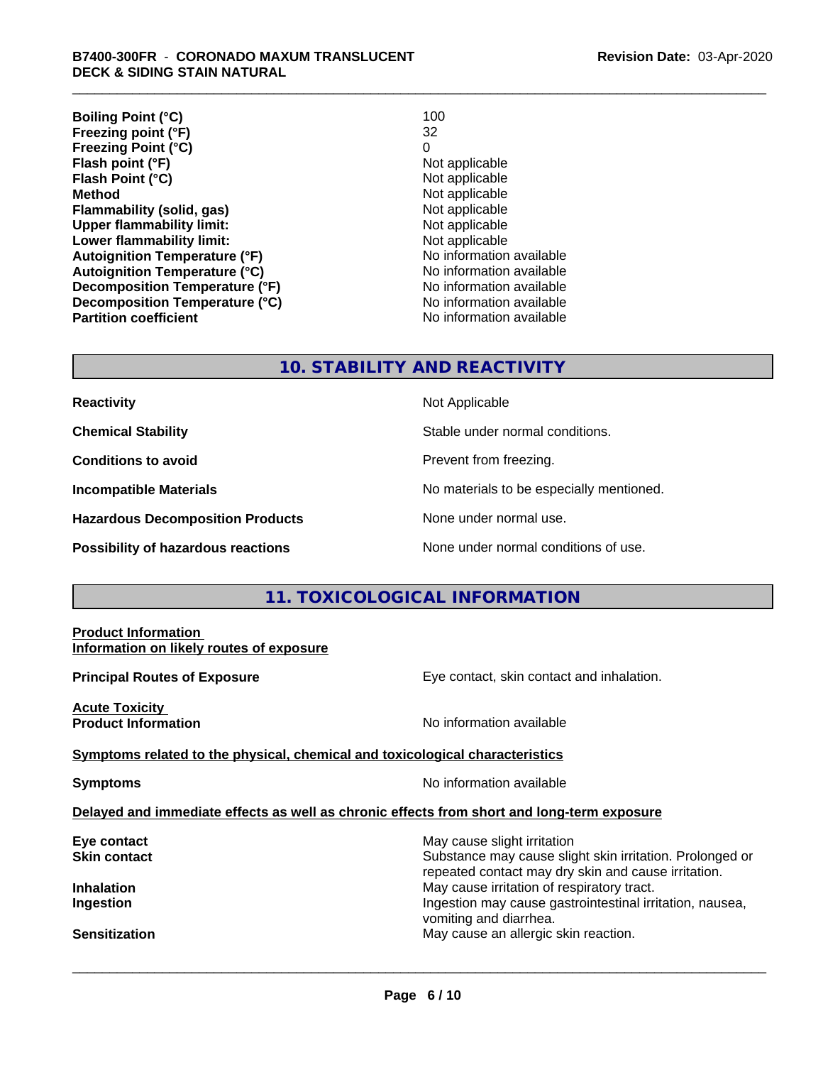| | |
|---|---|
| **Boiling Point (°C)** | 100 |
| **Freezing point (°F)** | 32 |
| **Freezing Point (°C)** | 0 |
| **Flash point (°F)** | Not applicable |
| **Flash Point (°C)** | Not applicable |
| **Method** | Not applicable |
| **Flammability (solid, gas)** | Not applicable |
| **Upper flammability limit:** | Not applicable |
| **Lower flammability limit:** | Not applicable |
| **Autoignition Temperature (°F)** | No information available |
| **Autoignition Temperature (°C)** | No information available |
| **Decomposition Temperature (°F)** | No information available |
| **Decomposition Temperature (°C)** | No information available |
| **Partition coefficient** | No information available |

## 10. STABILITY AND REACTIVITY

| | |
|---|---|
| **Reactivity** | Not Applicable |
| **Chemical Stability** | Stable under normal conditions. |
| **Conditions to avoid** | Prevent from freezing. |
| **Incompatible Materials** | No materials to be especially mentioned. |
| **Hazardous Decomposition Products** | None under normal use. |
| **Possibility of hazardous reactions** | None under normal conditions of use. |

## 11. TOXICOLOGICAL INFORMATION

**Product Information**
**Information on likely routes of exposure**

**Principal Routes of Exposure** — Eye contact, skin contact and inhalation.

**Acute Toxicity**
**Product Information** — No information available

**Symptoms related to the physical, chemical and toxicological characteristics**

**Symptoms** — No information available

**Delayed and immediate effects as well as chronic effects from short and long-term exposure**

| | |
|---|---|
| **Eye contact** | May cause slight irritation |
| **Skin contact** | Substance may cause slight skin irritation. Prolonged or repeated contact may dry skin and cause irritation. |
| **Inhalation** | May cause irritation of respiratory tract. |
| **Ingestion** | Ingestion may cause gastrointestinal irritation, nausea, vomiting and diarrhea. |
| **Sensitization** | May cause an allergic skin reaction. |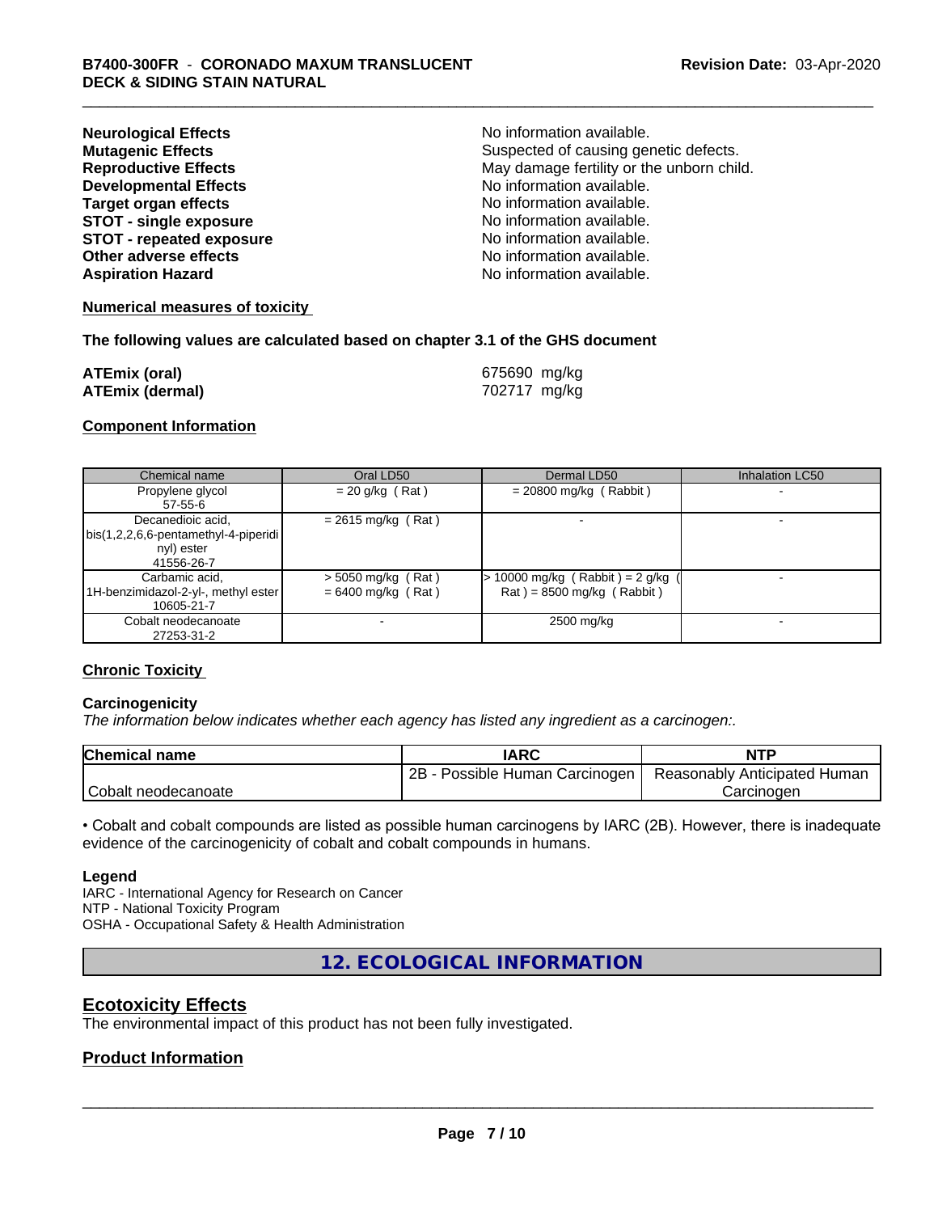**Neurological Effects** No information available.
**Mutagenic Effects** Suspected of causing genetic defects.
**Reproductive Effects** May damage fertility or the unborn child.
**Developmental Effects** No information available.
**Target organ effects** No information available.
**STOT - single exposure** No information available.
**STOT - repeated exposure** No information available.
**Other adverse effects** No information available.
**Aspiration Hazard** No information available.

**Numerical measures of toxicity**

**The following values are calculated based on chapter 3.1 of the GHS document**

**ATEmix (oral)** 675690 mg/kg
**ATEmix (dermal)** 702717 mg/kg

**Component Information**

| Chemical name | Oral LD50 | Dermal LD50 | Inhalation LC50 |
|---|---|---|---|
| Propylene glycol 57-55-6 | = 20 g/kg ( Rat ) | = 20800 mg/kg ( Rabbit ) | - |
| Decanedioic acid, bis(1,2,2,6,6-pentamethyl-4-piperidinyl) ester 41556-26-7 | = 2615 mg/kg ( Rat ) | - | - |
| Carbamic acid, 1H-benzimidazol-2-yl-, methyl ester 10605-21-7 | > 5050 mg/kg ( Rat ) = 6400 mg/kg ( Rat ) | > 10000 mg/kg ( Rabbit ) = 2 g/kg ( Rat ) = 8500 mg/kg ( Rabbit ) | - |
| Cobalt neodecanoate 27253-31-2 | - | 2500 mg/kg | - |

**Chronic Toxicity**

**Carcinogenicity**

*The information below indicates whether each agency has listed any ingredient as a carcinogen:.*

| Chemical name | IARC | NTP |
|---|---|---|
| Cobalt neodecanoate | 2B - Possible Human Carcinogen | Reasonably Anticipated Human Carcinogen |

• Cobalt and cobalt compounds are listed as possible human carcinogens by IARC (2B). However, there is inadequate evidence of the carcinogenicity of cobalt and cobalt compounds in humans.

**Legend**

IARC - International Agency for Research on Cancer
NTP - National Toxicity Program
OSHA - Occupational Safety & Health Administration

## 12. ECOLOGICAL INFORMATION

## Ecotoxicity Effects

The environmental impact of this product has not been fully investigated.

## Product Information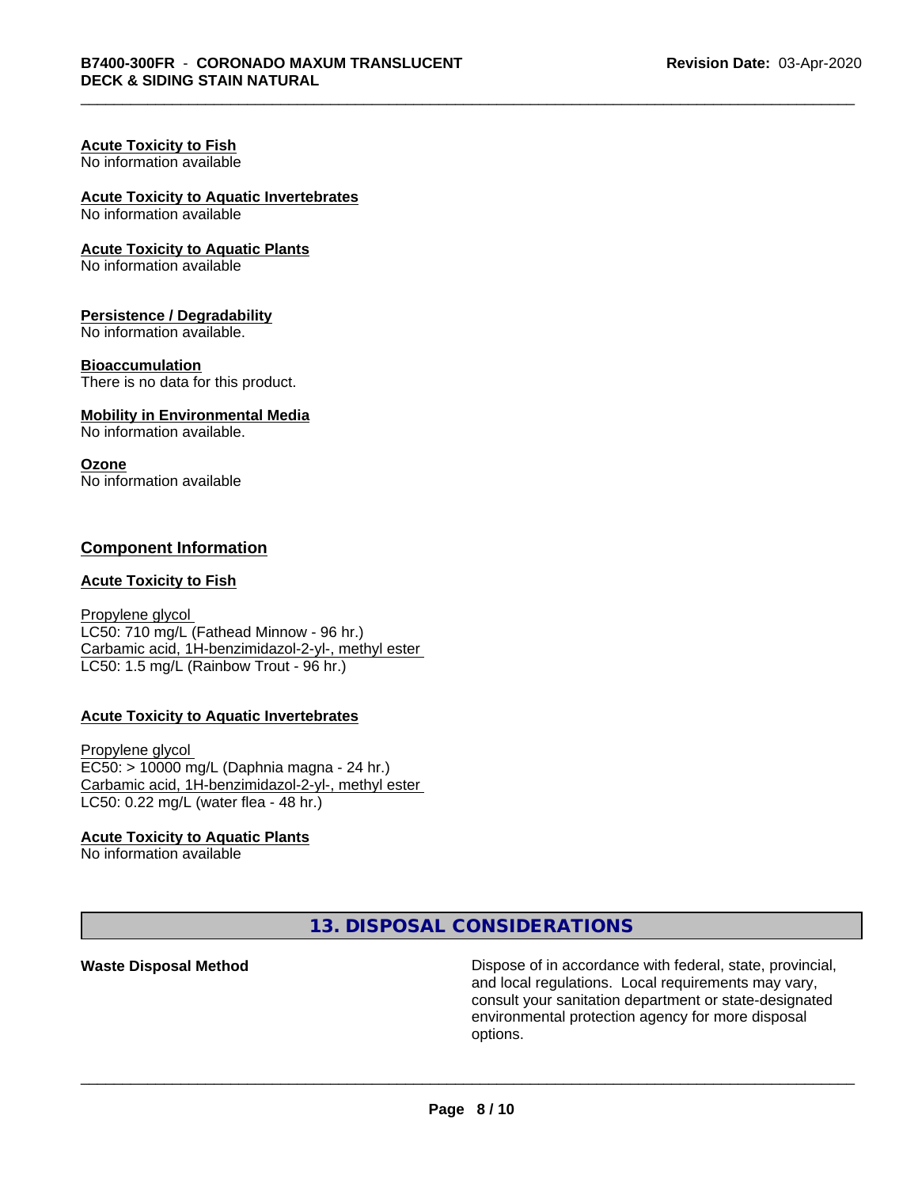**Acute Toxicity to Fish**
No information available

**Acute Toxicity to Aquatic Invertebrates**
No information available

**Acute Toxicity to Aquatic Plants**
No information available

**Persistence / Degradability**
No information available.

**Bioaccumulation**
There is no data for this product.

**Mobility in Environmental Media**
No information available.

**Ozone**
No information available

## Component Information

**Acute Toxicity to Fish**

Propylene glycol
LC50: 710 mg/L (Fathead Minnow - 96 hr.)
Carbamic acid, 1H-benzimidazol-2-yl-, methyl ester
LC50: 1.5 mg/L (Rainbow Trout - 96 hr.)

**Acute Toxicity to Aquatic Invertebrates**

Propylene glycol
EC50: > 10000 mg/L (Daphnia magna - 24 hr.)
Carbamic acid, 1H-benzimidazol-2-yl-, methyl ester
LC50: 0.22 mg/L (water flea - 48 hr.)

**Acute Toxicity to Aquatic Plants**
No information available

## 13. DISPOSAL CONSIDERATIONS

**Waste Disposal Method** — Dispose of in accordance with federal, state, provincial, and local regulations. Local requirements may vary, consult your sanitation department or state-designated environmental protection agency for more disposal options.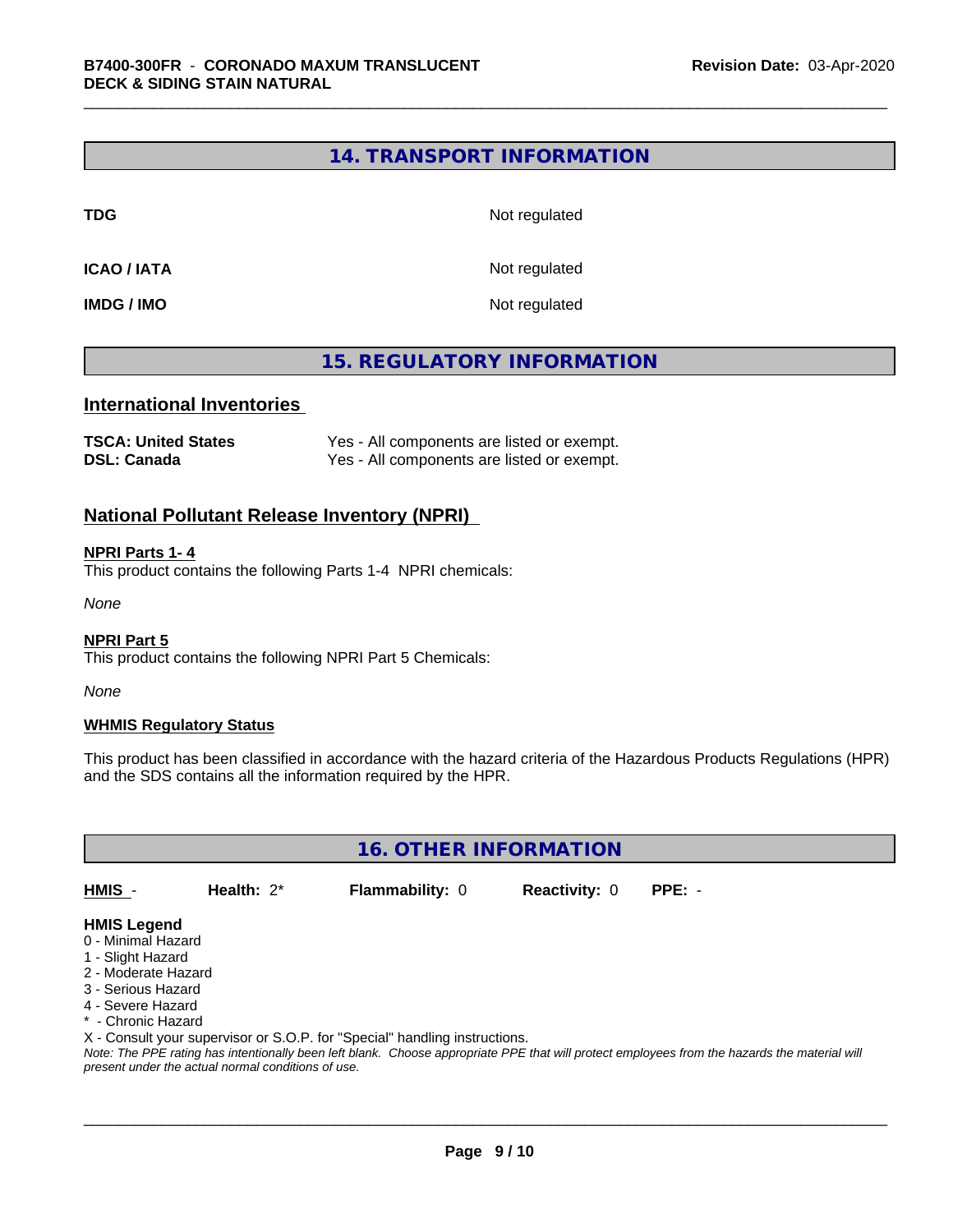## 14. TRANSPORT INFORMATION

| | |
|---|---|
| **TDG** | Not regulated |
| **ICAO / IATA** | Not regulated |
| **IMDG / IMO** | Not regulated |

## 15. REGULATORY INFORMATION

### International Inventories

| | |
|---|---|
| **TSCA: United States** | Yes - All components are listed or exempt. |
| **DSL: Canada** | Yes - All components are listed or exempt. |

### National Pollutant Release Inventory (NPRI)

**NPRI Parts 1- 4**

This product contains the following Parts 1-4 NPRI chemicals:

*None*

**NPRI Part 5**

This product contains the following NPRI Part 5 Chemicals:

*None*

**WHMIS Regulatory Status**

This product has been classified in accordance with the hazard criteria of the Hazardous Products Regulations (HPR) and the SDS contains all the information required by the HPR.

## 16. OTHER INFORMATION

| HMIS - | Health: 2* | Flammability: 0 | Reactivity: 0 | PPE: - |
|---|---|---|---|---|

**HMIS Legend**

0 - Minimal Hazard
1 - Slight Hazard
2 - Moderate Hazard
3 - Serious Hazard
4 - Severe Hazard
* - Chronic Hazard
X - Consult your supervisor or S.O.P. for "Special" handling instructions.

*Note: The PPE rating has intentionally been left blank. Choose appropriate PPE that will protect employees from the hazards the material will present under the actual normal conditions of use.*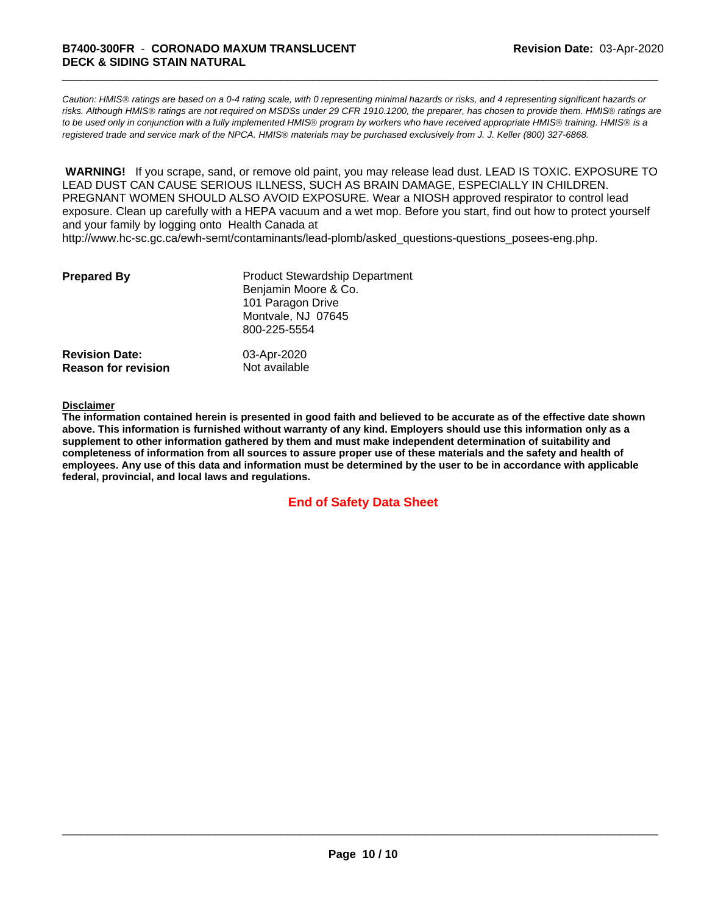*Caution: HMIS® ratings are based on a 0-4 rating scale, with 0 representing minimal hazards or risks, and 4 representing significant hazards or risks. Although HMIS® ratings are not required on MSDSs under 29 CFR 1910.1200, the preparer, has chosen to provide them. HMIS® ratings are to be used only in conjunction with a fully implemented HMIS® program by workers who have received appropriate HMIS® training. HMIS® is a registered trade and service mark of the NPCA. HMIS® materials may be purchased exclusively from J. J. Keller (800) 327-6868.*

**WARNING!** If you scrape, sand, or remove old paint, you may release lead dust. LEAD IS TOXIC. EXPOSURE TO LEAD DUST CAN CAUSE SERIOUS ILLNESS, SUCH AS BRAIN DAMAGE, ESPECIALLY IN CHILDREN. PREGNANT WOMEN SHOULD ALSO AVOID EXPOSURE. Wear a NIOSH approved respirator to control lead exposure. Clean up carefully with a HEPA vacuum and a wet mop. Before you start, find out how to protect yourself and your family by logging onto Health Canada at http://www.hc-sc.gc.ca/ewh-semt/contaminants/lead-plomb/asked_questions-questions_posees-eng.php.

| | |
|---|---|
| **Prepared By** | Product Stewardship Department<br>Benjamin Moore & Co.<br>101 Paragon Drive<br>Montvale, NJ 07645<br>800-225-5554 |
| **Revision Date:** | 03-Apr-2020 |
| **Reason for revision** | Not available |

**Disclaimer**

**The information contained herein is presented in good faith and believed to be accurate as of the effective date shown above. This information is furnished without warranty of any kind. Employers should use this information only as a supplement to other information gathered by them and must make independent determination of suitability and completeness of information from all sources to assure proper use of these materials and the safety and health of employees. Any use of this data and information must be determined by the user to be in accordance with applicable federal, provincial, and local laws and regulations.**

**End of Safety Data Sheet**